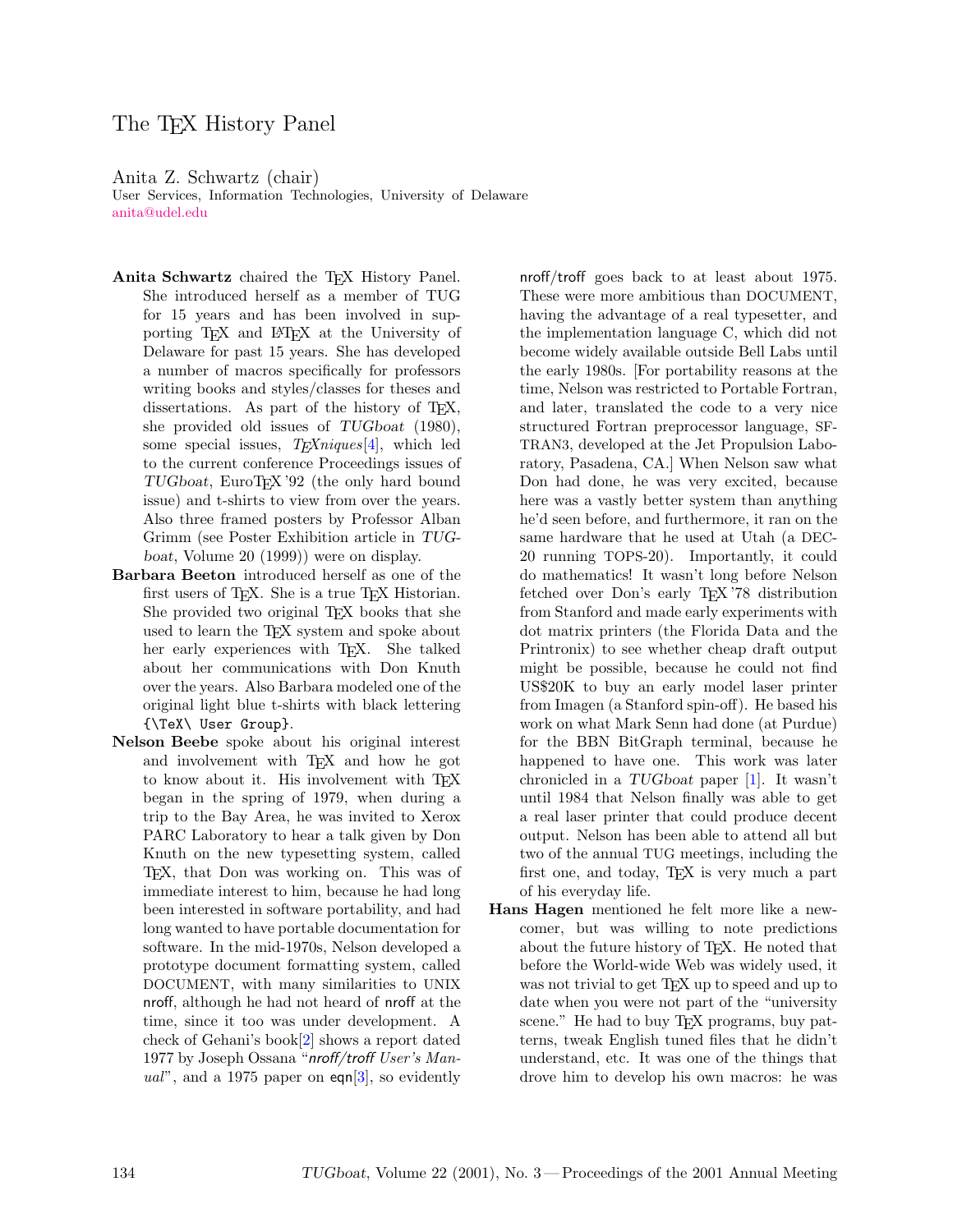# The TeX History Panel

Anita Z. Schwartz (chair)
User Services, Information Technologies, University of Delaware
anita@udel.edu

**Anita Schwartz** chaired the TeX History Panel. She introduced herself as a member of TUG for 15 years and has been involved in supporting TeX and LaTeX at the University of Delaware for past 15 years. She has developed a number of macros specifically for professors writing books and styles/classes for theses and dissertations. As part of the history of TeX, she provided old issues of *TUGboat* (1980), some special issues, *TeXniques*[4], which led to the current conference Proceedings issues of *TUGboat*, EuroTeX '92 (the only hard bound issue) and t-shirts to view from over the years. Also three framed posters by Professor Alban Grimm (see Poster Exhibition article in *TUGboat*, Volume 20 (1999)) were on display.

**Barbara Beeton** introduced herself as one of the first users of TeX. She is a true TeX Historian. She provided two original TeX books that she used to learn the TeX system and spoke about her early experiences with TeX. She talked about her communications with Don Knuth over the years. Also Barbara modeled one of the original light blue t-shirts with black lettering `{\TeX\ User Group}`.

**Nelson Beebe** spoke about his original interest and involvement with TeX and how he got to know about it. His involvement with TeX began in the spring of 1979, when during a trip to the Bay Area, he was invited to Xerox PARC Laboratory to hear a talk given by Don Knuth on the new typesetting system, called TeX, that Don was working on. This was of immediate interest to him, because he had long been interested in software portability, and had long wanted to have portable documentation for software. In the mid-1970s, Nelson developed a prototype document formatting system, called DOCUMENT, with many similarities to UNIX nroff, although he had not heard of nroff at the time, since it too was under development. A check of Gehani's book[2] shows a report dated 1977 by Joseph Ossana "*nroff/troff User's Manual*", and a 1975 paper on eqn[3], so evidently nroff/troff goes back to at least about 1975. These were more ambitious than DOCUMENT, having the advantage of a real typesetter, and the implementation language C, which did not become widely available outside Bell Labs until the early 1980s. [For portability reasons at the time, Nelson was restricted to Portable Fortran, and later, translated the code to a very nice structured Fortran preprocessor language, SFTRAN3, developed at the Jet Propulsion Laboratory, Pasadena, CA.] When Nelson saw what Don had done, he was very excited, because here was a vastly better system than anything he'd seen before, and furthermore, it ran on the same hardware that he used at Utah (a DEC-20 running TOPS-20). Importantly, it could do mathematics! It wasn't long before Nelson fetched over Don's early TeX '78 distribution from Stanford and made early experiments with dot matrix printers (the Florida Data and the Printronix) to see whether cheap draft output might be possible, because he could not find US$20K to buy an early model laser printer from Imagen (a Stanford spin-off). He based his work on what Mark Senn had done (at Purdue) for the BBN BitGraph terminal, because he happened to have one. This work was later chronicled in a *TUGboat* paper [1]. It wasn't until 1984 that Nelson finally was able to get a real laser printer that could produce decent output. Nelson has been able to attend all but two of the annual TUG meetings, including the first one, and today, TeX is very much a part of his everyday life.

**Hans Hagen** mentioned he felt more like a newcomer, but was willing to note predictions about the future history of TeX. He noted that before the World-wide Web was widely used, it was not trivial to get TeX up to speed and up to date when you were not part of the "university scene." He had to buy TeX programs, buy patterns, tweak English tuned files that he didn't understand, etc. It was one of the things that drove him to develop his own macros: he was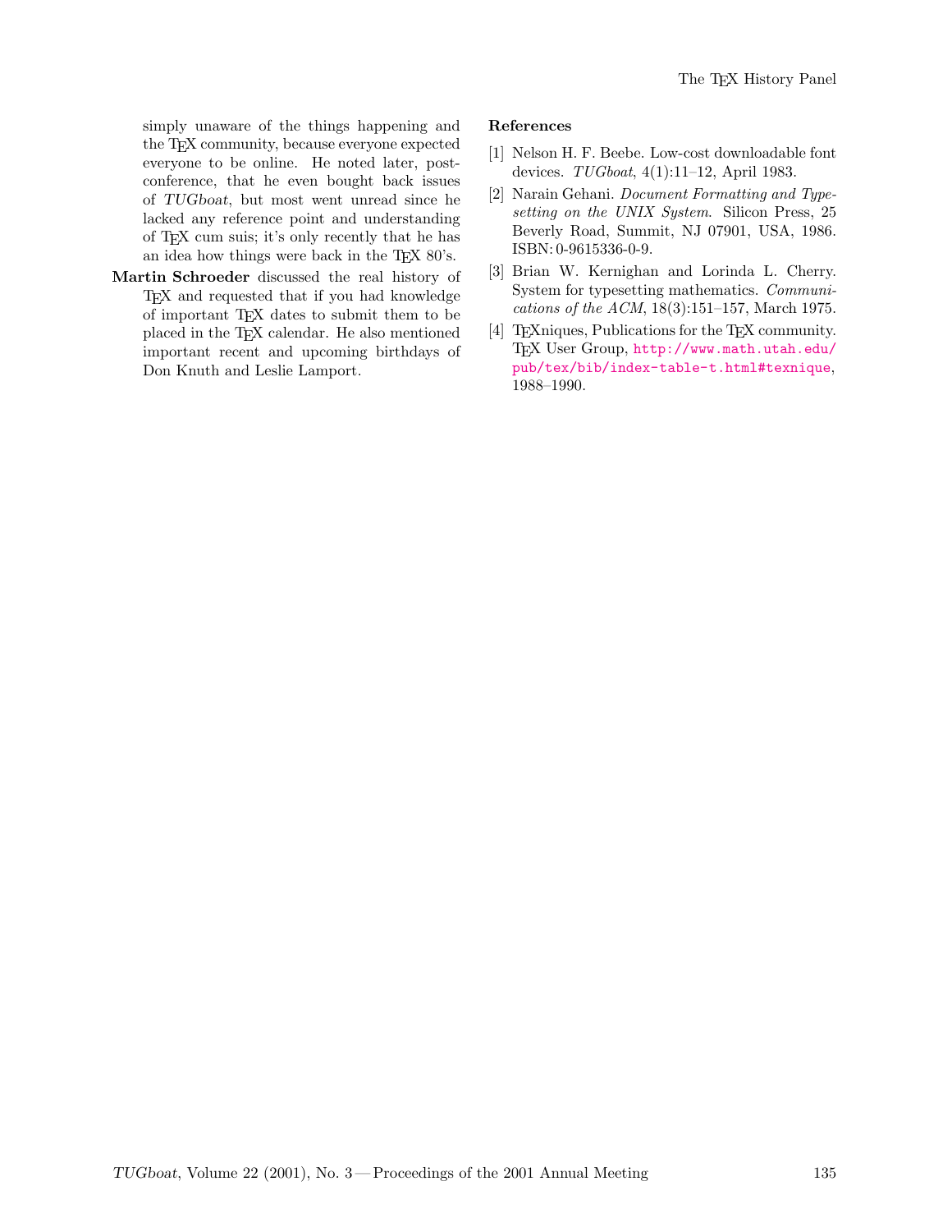simply unaware of the things happening and the TeX community, because everyone expected everyone to be online. He noted later, post-conference, that he even bought back issues of *TUGboat*, but most went unread since he lacked any reference point and understanding of TeX cum suis; it's only recently that he has an idea how things were back in the TeX 80's.

**Martin Schroeder** discussed the real history of TeX and requested that if you had knowledge of important TeX dates to submit them to be placed in the TeX calendar. He also mentioned important recent and upcoming birthdays of Don Knuth and Leslie Lamport.

### References

[1] Nelson H. F. Beebe. Low-cost downloadable font devices. *TUGboat*, 4(1):11–12, April 1983.

[2] Narain Gehani. *Document Formatting and Typesetting on the UNIX System*. Silicon Press, 25 Beverly Road, Summit, NJ 07901, USA, 1986. ISBN: 0-9615336-0-9.

[3] Brian W. Kernighan and Lorinda L. Cherry. System for typesetting mathematics. *Communications of the ACM*, 18(3):151–157, March 1975.

[4] TeXniques, Publications for the TeX community. TeX User Group, http://www.math.utah.edu/pub/tex/bib/index-table-t.html#texnique, 1988–1990.